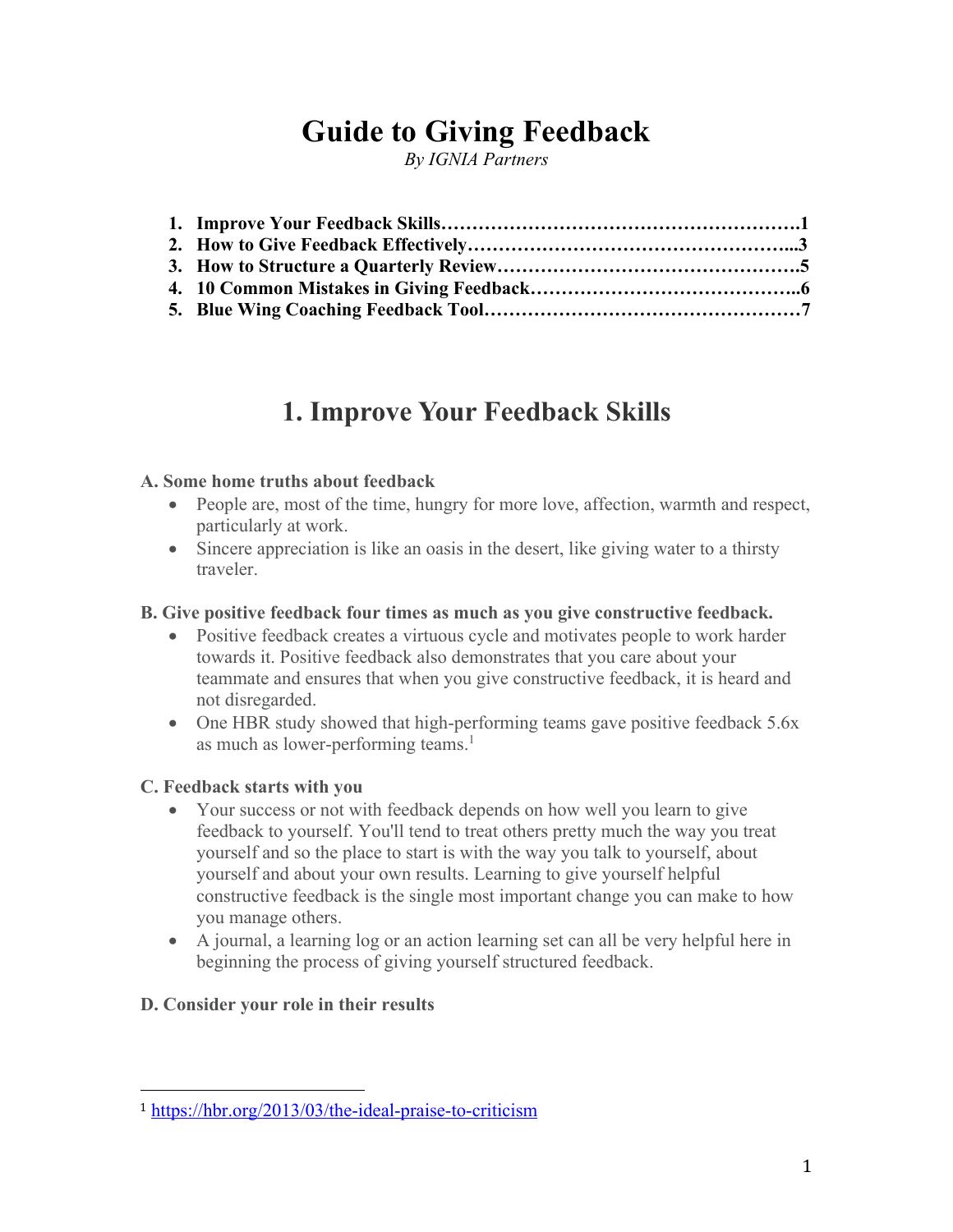# Guide to Giving Feedback

*By IGNIA Partners*

1. **Improve Your Feedback Skills……………………………………………….1**
2. **How to Give Feedback Effectively…………………………………………...3**
3. **How to Structure a Quarterly Review………………………………………5**
4. **10 Common Mistakes in Giving Feedback…………………………………..6**
5. **Blue Wing Coaching Feedback Tool…………………………………………7**

## 1. Improve Your Feedback Skills

**A. Some home truths about feedback**

- People are, most of the time, hungry for more love, affection, warmth and respect, particularly at work.
- Sincere appreciation is like an oasis in the desert, like giving water to a thirsty traveler.

**B. Give positive feedback four times as much as you give constructive feedback.**

- Positive feedback creates a virtuous cycle and motivates people to work harder towards it. Positive feedback also demonstrates that you care about your teammate and ensures that when you give constructive feedback, it is heard and not disregarded.
- One HBR study showed that high-performing teams gave positive feedback 5.6x as much as lower-performing teams.[1]

**C. Feedback starts with you**

- Your success or not with feedback depends on how well you learn to give feedback to yourself. You'll tend to treat others pretty much the way you treat yourself and so the place to start is with the way you talk to yourself, about yourself and about your own results. Learning to give yourself helpful constructive feedback is the single most important change you can make to how you manage others.
- A journal, a learning log or an action learning set can all be very helpful here in beginning the process of giving yourself structured feedback.

**D. Consider your role in their results**

[1] https://hbr.org/2013/03/the-ideal-praise-to-criticism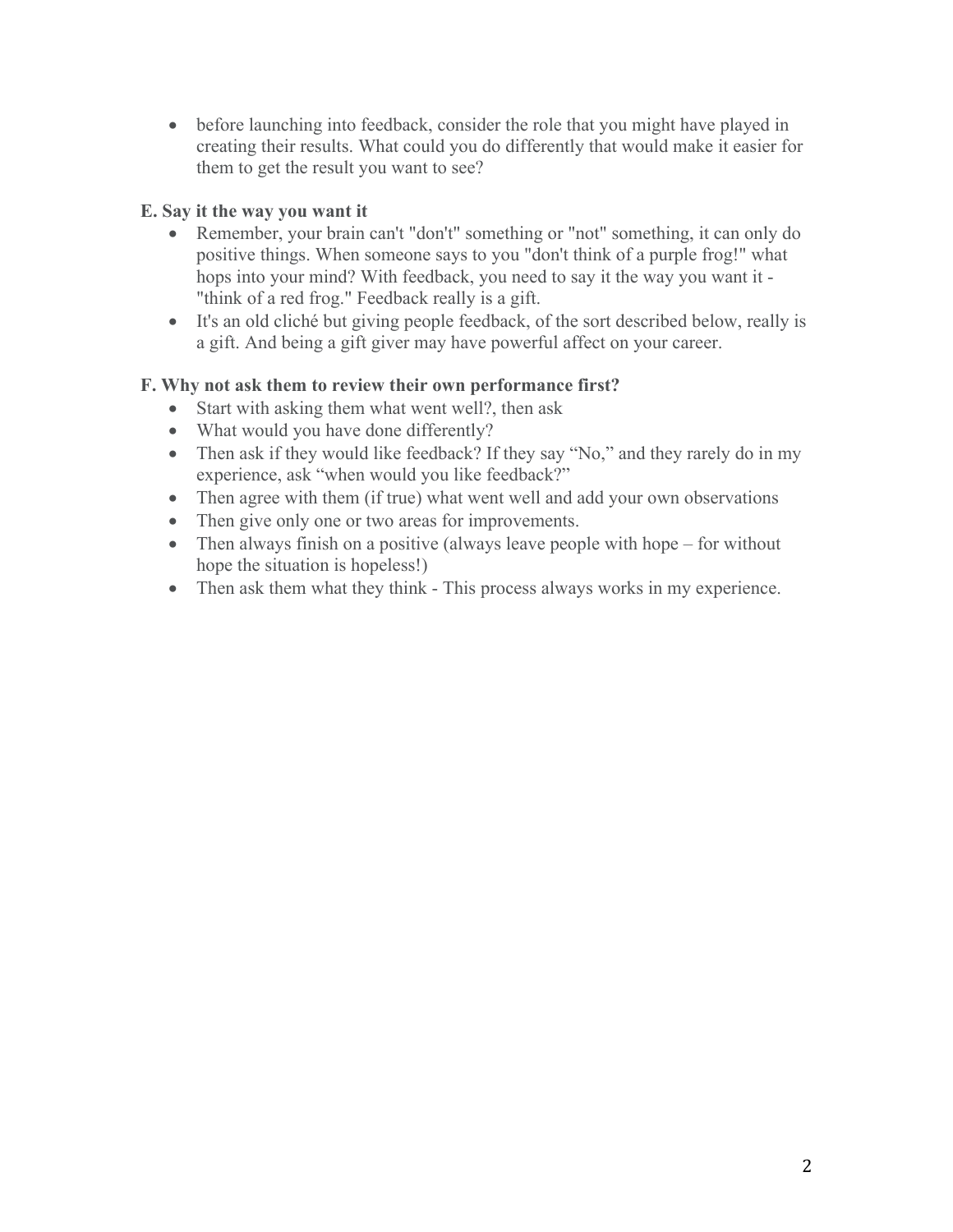- before launching into feedback, consider the role that you might have played in creating their results. What could you do differently that would make it easier for them to get the result you want to see?

**E. Say it the way you want it**

- Remember, your brain can't "don't" something or "not" something, it can only do positive things. When someone says to you "don't think of a purple frog!" what hops into your mind? With feedback, you need to say it the way you want it - "think of a red frog." Feedback really is a gift.
- It's an old cliché but giving people feedback, of the sort described below, really is a gift. And being a gift giver may have powerful affect on your career.

**F. Why not ask them to review their own performance first?**

- Start with asking them what went well?, then ask
- What would you have done differently?
- Then ask if they would like feedback? If they say "No," and they rarely do in my experience, ask "when would you like feedback?"
- Then agree with them (if true) what went well and add your own observations
- Then give only one or two areas for improvements.
- Then always finish on a positive (always leave people with hope – for without hope the situation is hopeless!)
- Then ask them what they think - This process always works in my experience.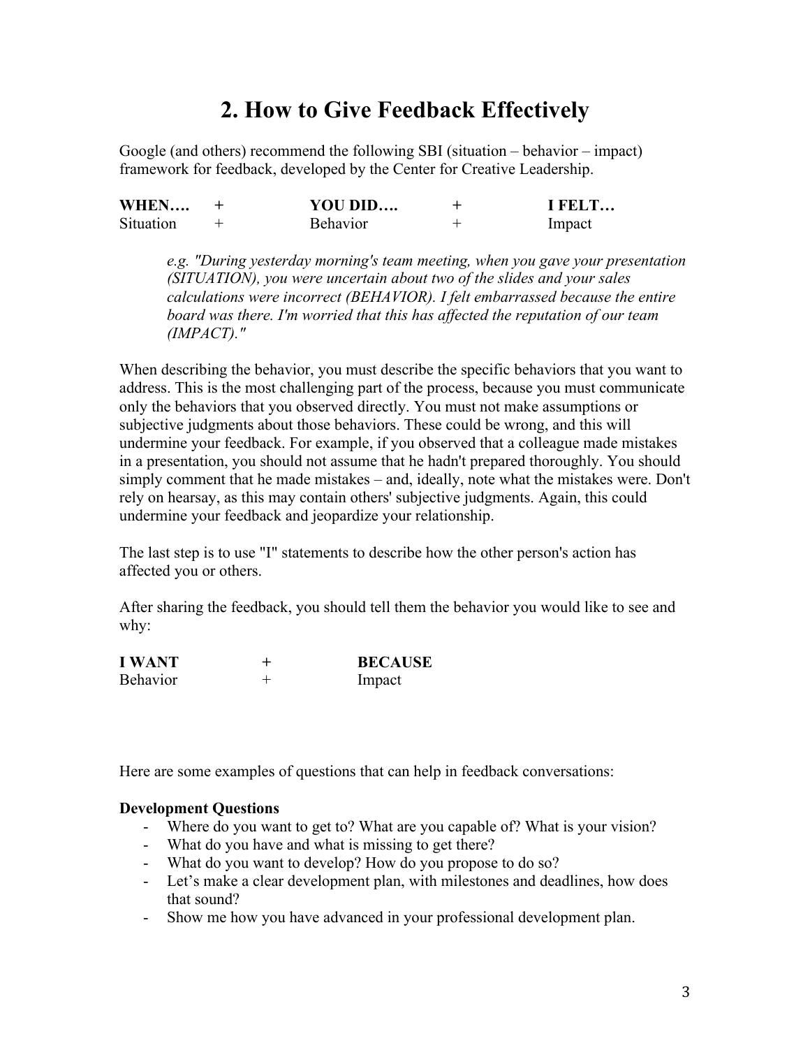# 2. How to Give Feedback Effectively

Google (and others) recommend the following SBI (situation – behavior – impact) framework for feedback, developed by the Center for Creative Leadership.

| **WHEN….** | **+** | **YOU DID….** | **+** | **I FELT…** |
|---|---|---|---|---|
| Situation | + | Behavior | + | Impact |

> *e.g. "During yesterday morning's team meeting, when you gave your presentation (SITUATION), you were uncertain about two of the slides and your sales calculations were incorrect (BEHAVIOR). I felt embarrassed because the entire board was there. I'm worried that this has affected the reputation of our team (IMPACT)."*

When describing the behavior, you must describe the specific behaviors that you want to address. This is the most challenging part of the process, because you must communicate only the behaviors that you observed directly. You must not make assumptions or subjective judgments about those behaviors. These could be wrong, and this will undermine your feedback. For example, if you observed that a colleague made mistakes in a presentation, you should not assume that he hadn't prepared thoroughly. You should simply comment that he made mistakes – and, ideally, note what the mistakes were. Don't rely on hearsay, as this may contain others' subjective judgments. Again, this could undermine your feedback and jeopardize your relationship.

The last step is to use "I" statements to describe how the other person's action has affected you or others.

After sharing the feedback, you should tell them the behavior you would like to see and why:

| **I WANT** | **+** | **BECAUSE** |
|---|---|---|
| Behavior | + | Impact |

Here are some examples of questions that can help in feedback conversations:

**Development Questions**

- Where do you want to get to? What are you capable of? What is your vision?
- What do you have and what is missing to get there?
- What do you want to develop? How do you propose to do so?
- Let's make a clear development plan, with milestones and deadlines, how does that sound?
- Show me how you have advanced in your professional development plan.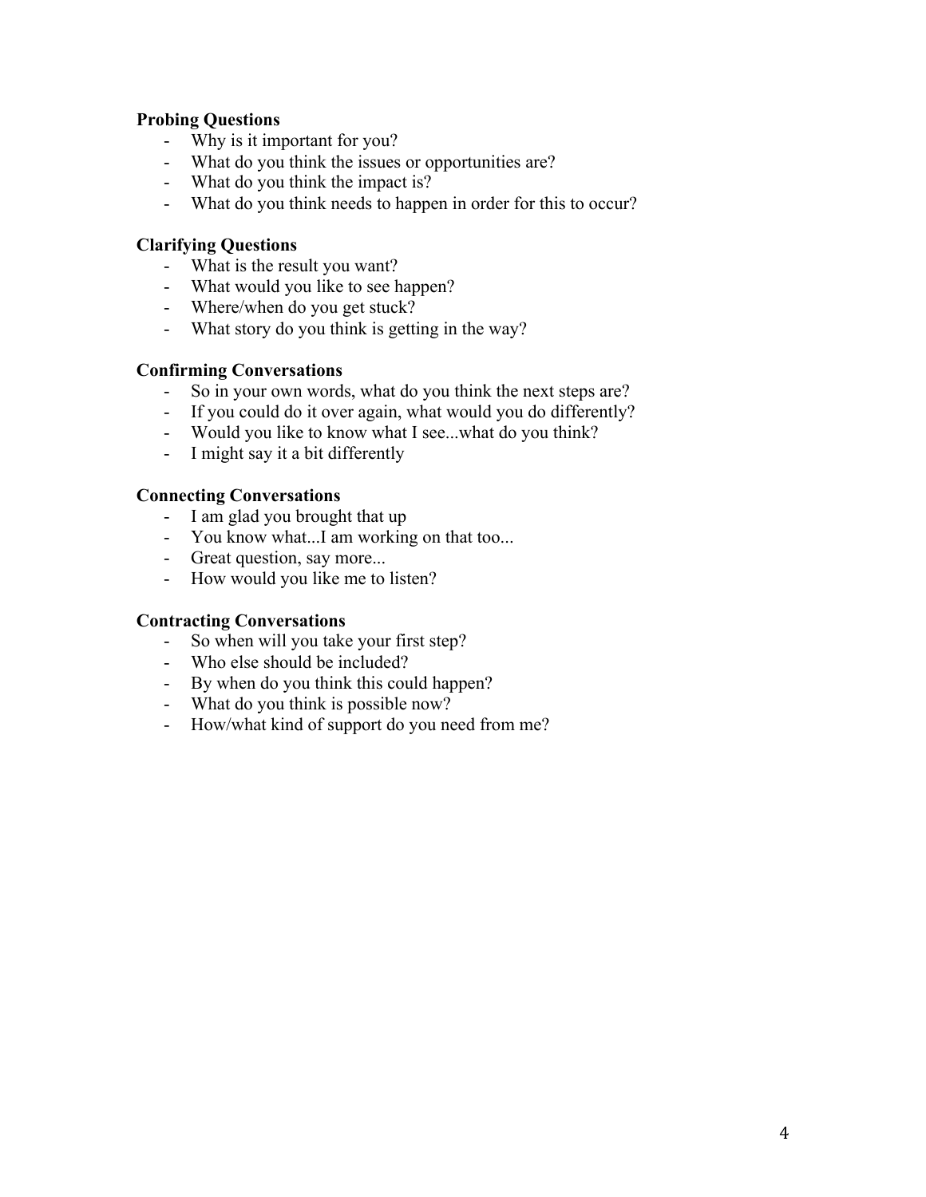**Probing Questions**

- Why is it important for you?
- What do you think the issues or opportunities are?
- What do you think the impact is?
- What do you think needs to happen in order for this to occur?

**Clarifying Questions**

- What is the result you want?
- What would you like to see happen?
- Where/when do you get stuck?
- What story do you think is getting in the way?

**Confirming Conversations**

- So in your own words, what do you think the next steps are?
- If you could do it over again, what would you do differently?
- Would you like to know what I see...what do you think?
- I might say it a bit differently

**Connecting Conversations**

- I am glad you brought that up
- You know what...I am working on that too...
- Great question, say more...
- How would you like me to listen?

**Contracting Conversations**

- So when will you take your first step?
- Who else should be included?
- By when do you think this could happen?
- What do you think is possible now?
- How/what kind of support do you need from me?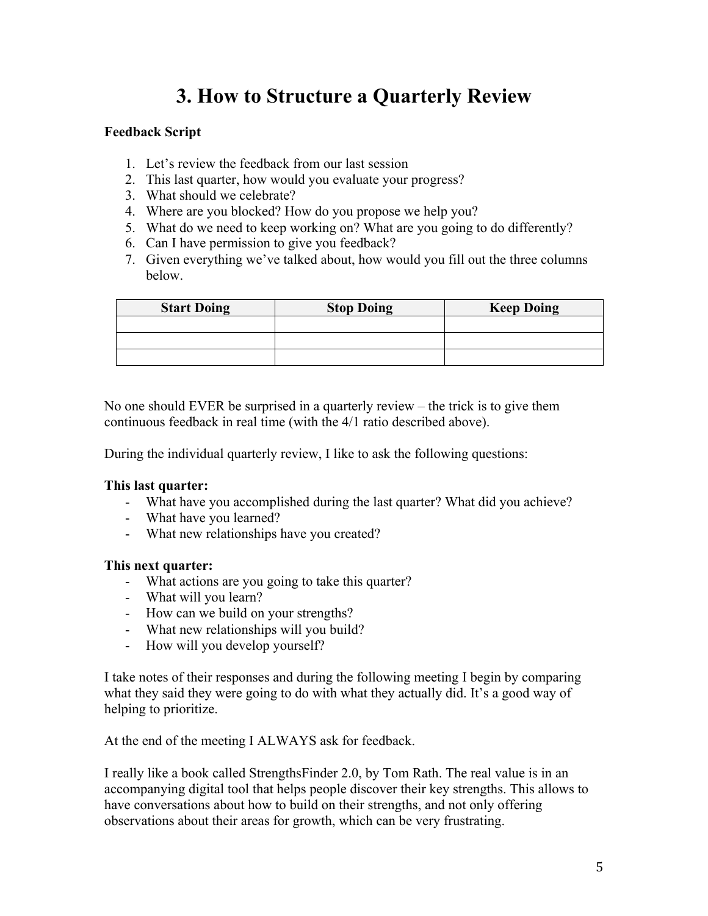# 3. How to Structure a Quarterly Review

**Feedback Script**

1. Let's review the feedback from our last session
2. This last quarter, how would you evaluate your progress?
3. What should we celebrate?
4. Where are you blocked? How do you propose we help you?
5. What do we need to keep working on? What are you going to do differently?
6. Can I have permission to give you feedback?
7. Given everything we've talked about, how would you fill out the three columns below.

| Start Doing | Stop Doing | Keep Doing |
|---|---|---|
| | | |
| | | |
| | | |

No one should EVER be surprised in a quarterly review – the trick is to give them continuous feedback in real time (with the 4/1 ratio described above).

During the individual quarterly review, I like to ask the following questions:

**This last quarter:**

- What have you accomplished during the last quarter? What did you achieve?
- What have you learned?
- What new relationships have you created?

**This next quarter:**

- What actions are you going to take this quarter?
- What will you learn?
- How can we build on your strengths?
- What new relationships will you build?
- How will you develop yourself?

I take notes of their responses and during the following meeting I begin by comparing what they said they were going to do with what they actually did. It's a good way of helping to prioritize.

At the end of the meeting I ALWAYS ask for feedback.

I really like a book called StrengthsFinder 2.0, by Tom Rath. The real value is in an accompanying digital tool that helps people discover their key strengths. This allows to have conversations about how to build on their strengths, and not only offering observations about their areas for growth, which can be very frustrating.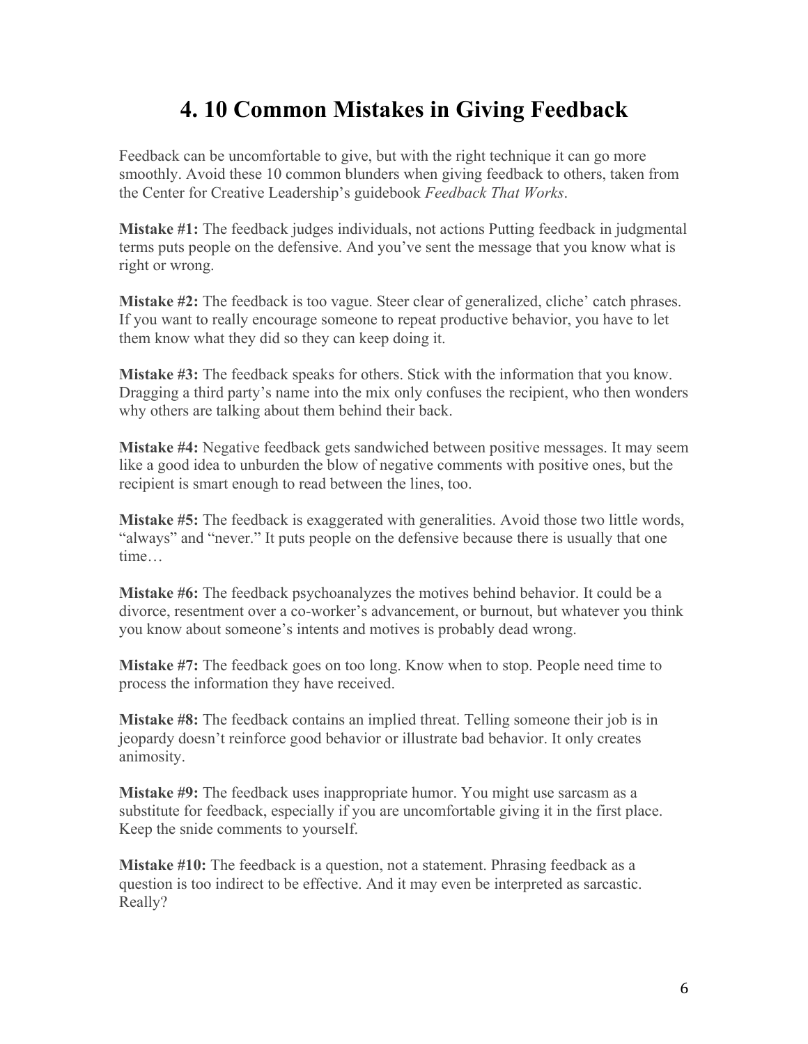# 4. 10 Common Mistakes in Giving Feedback

Feedback can be uncomfortable to give, but with the right technique it can go more smoothly. Avoid these 10 common blunders when giving feedback to others, taken from the Center for Creative Leadership's guidebook *Feedback That Works*.

**Mistake #1:** The feedback judges individuals, not actions Putting feedback in judgmental terms puts people on the defensive. And you've sent the message that you know what is right or wrong.

**Mistake #2:** The feedback is too vague. Steer clear of generalized, cliche' catch phrases. If you want to really encourage someone to repeat productive behavior, you have to let them know what they did so they can keep doing it.

**Mistake #3:** The feedback speaks for others. Stick with the information that you know. Dragging a third party's name into the mix only confuses the recipient, who then wonders why others are talking about them behind their back.

**Mistake #4:** Negative feedback gets sandwiched between positive messages. It may seem like a good idea to unburden the blow of negative comments with positive ones, but the recipient is smart enough to read between the lines, too.

**Mistake #5:** The feedback is exaggerated with generalities. Avoid those two little words, "always" and "never." It puts people on the defensive because there is usually that one time…

**Mistake #6:** The feedback psychoanalyzes the motives behind behavior. It could be a divorce, resentment over a co-worker's advancement, or burnout, but whatever you think you know about someone's intents and motives is probably dead wrong.

**Mistake #7:** The feedback goes on too long. Know when to stop. People need time to process the information they have received.

**Mistake #8:** The feedback contains an implied threat. Telling someone their job is in jeopardy doesn't reinforce good behavior or illustrate bad behavior. It only creates animosity.

**Mistake #9:** The feedback uses inappropriate humor. You might use sarcasm as a substitute for feedback, especially if you are uncomfortable giving it in the first place. Keep the snide comments to yourself.

**Mistake #10:** The feedback is a question, not a statement. Phrasing feedback as a question is too indirect to be effective. And it may even be interpreted as sarcastic. Really?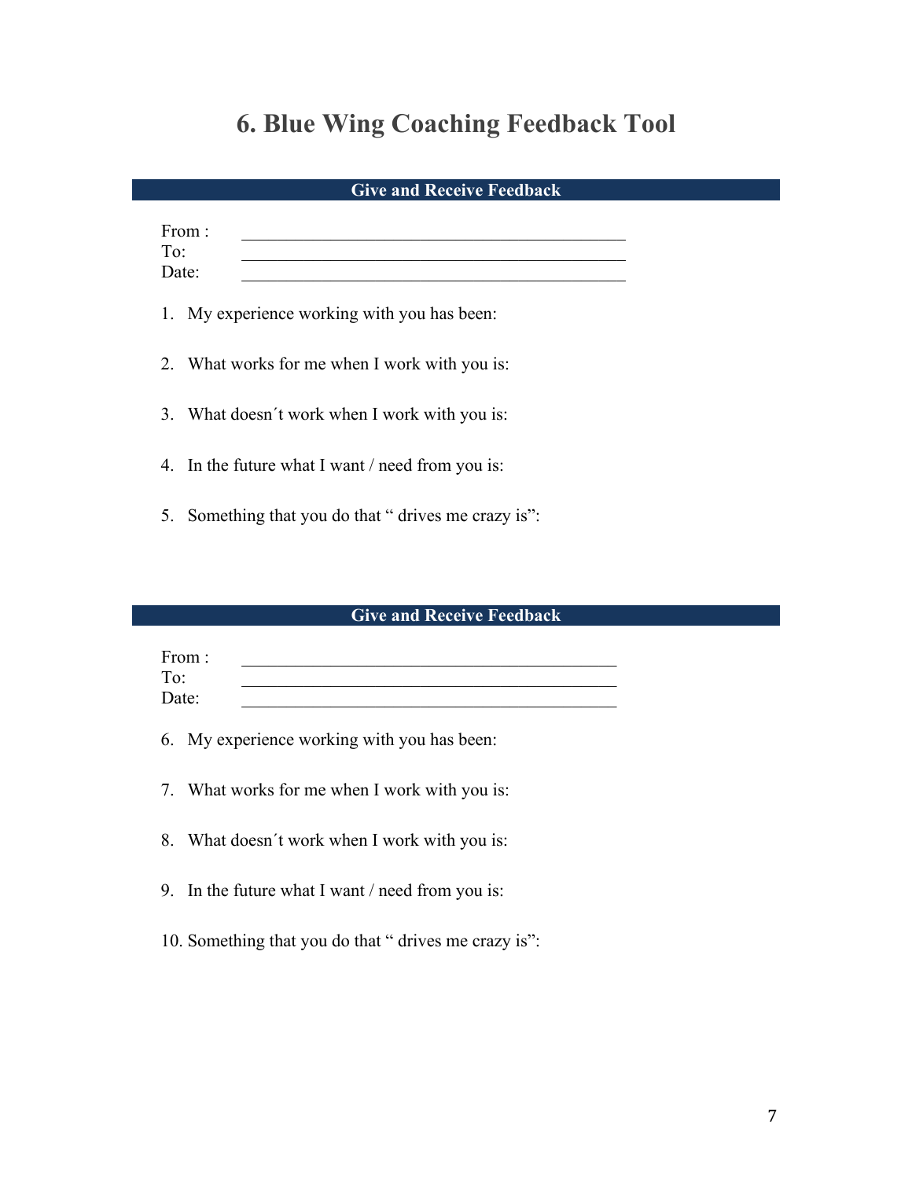# 6. Blue Wing Coaching Feedback Tool

## Give and Receive Feedback

From : ____________________________________________
To: ____________________________________________
Date: ____________________________________________

1. My experience working with you has been:

2. What works for me when I work with you is:

3. What doesn´t work when I work with you is:

4. In the future what I want / need from you is:

5. Something that you do that “ drives me crazy is”:

## Give and Receive Feedback

From : ____________________________________________
To: ____________________________________________
Date: ____________________________________________

6. My experience working with you has been:

7. What works for me when I work with you is:

8. What doesn´t work when I work with you is:

9. In the future what I want / need from you is:

10. Something that you do that “ drives me crazy is”: